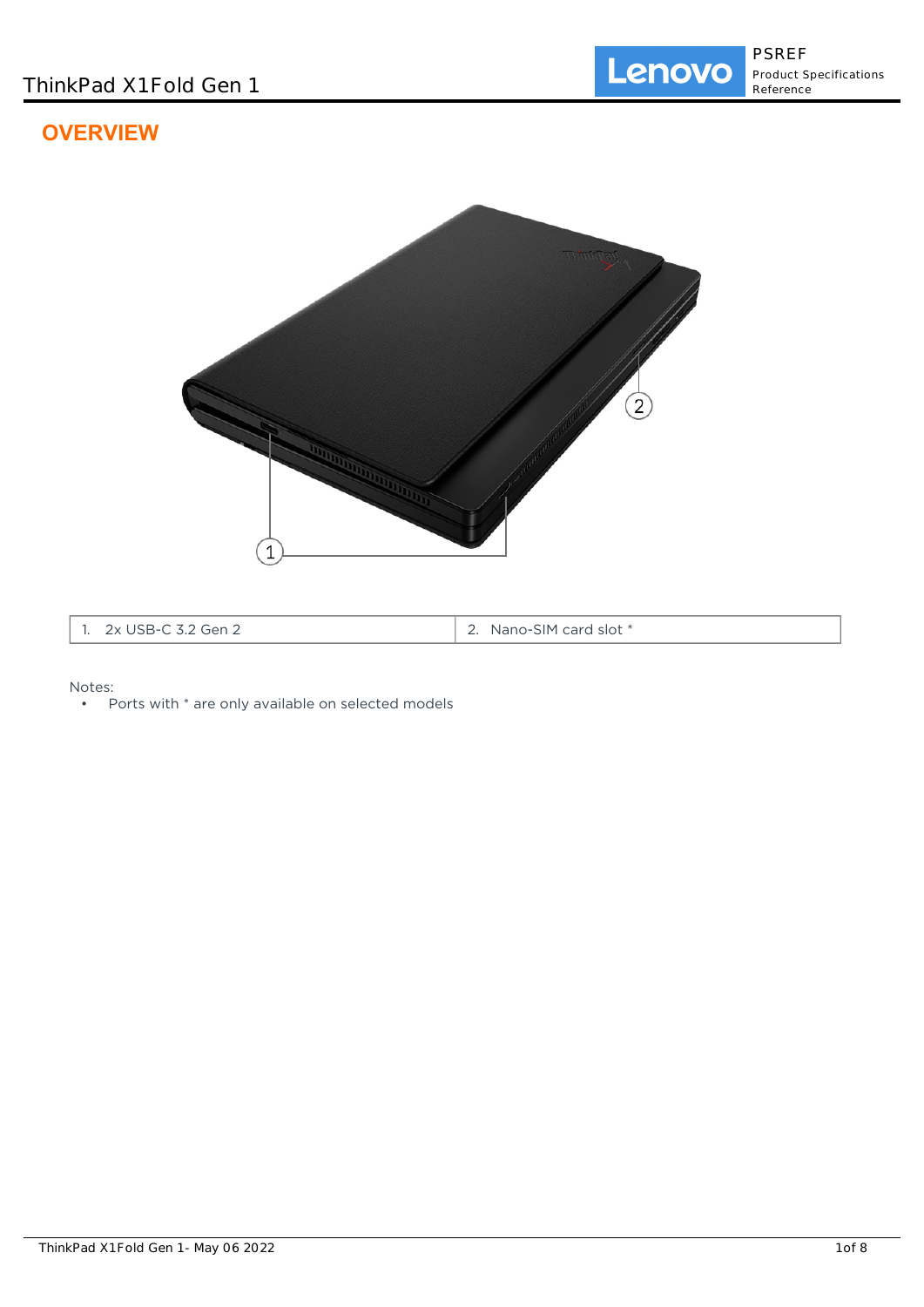# OVERVIEW

| 1. 2x USB-C 3.2 Gen 2 | 2. Nano-SIM card slot * |
|---|---|

Notes:

- Ports with * are only available on selected models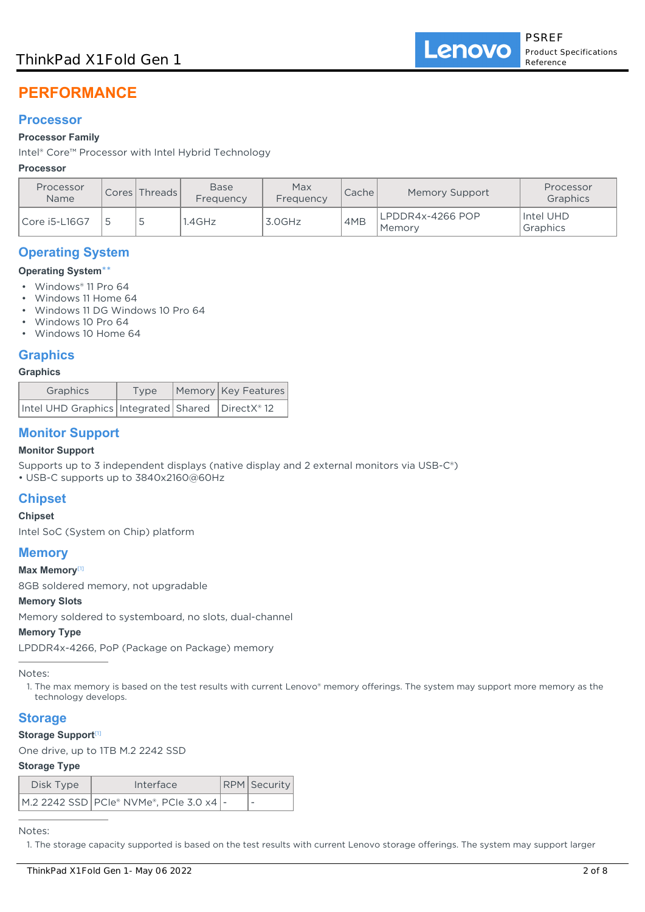# PERFORMANCE

## Processor

### Processor Family

Intel® Core™ Processor with Intel Hybrid Technology

### Processor

| Processor Name | Cores | Threads | Base Frequency | Max Frequency | Cache | Memory Support | Processor Graphics |
|---|---|---|---|---|---|---|---|
| Core i5-L16G7 | 5 | 5 | 1.4GHz | 3.0GHz | 4MB | LPDDR4x-4266 POP Memory | Intel UHD Graphics |

## Operating System

### Operating System**

- Windows® 11 Pro 64
- Windows 11 Home 64
- Windows 11 DG Windows 10 Pro 64
- Windows 10 Pro 64
- Windows 10 Home 64

## Graphics

### Graphics

| Graphics | Type | Memory | Key Features |
|---|---|---|---|
| Intel UHD Graphics | Integrated | Shared | DirectX® 12 |

## Monitor Support

### Monitor Support

Supports up to 3 independent displays (native display and 2 external monitors via USB-C®)
• USB-C supports up to 3840x2160@60Hz

## Chipset

### Chipset

Intel SoC (System on Chip) platform

## Memory

### Max Memory[1]

8GB soldered memory, not upgradable

### Memory Slots

Memory soldered to systemboard, no slots, dual-channel

### Memory Type

LPDDR4x-4266, PoP (Package on Package) memory

Notes:

1. The max memory is based on the test results with current Lenovo® memory offerings. The system may support more memory as the technology develops.

## Storage

### Storage Support[1]

One drive, up to 1TB M.2 2242 SSD

### Storage Type

| Disk Type | Interface | RPM | Security |
|---|---|---|---|
| M.2 2242 SSD | PCIe® NVMe®, PCIe 3.0 x4 | - | - |

Notes:

1. The storage capacity supported is based on the test results with current Lenovo storage offerings. The system may support larger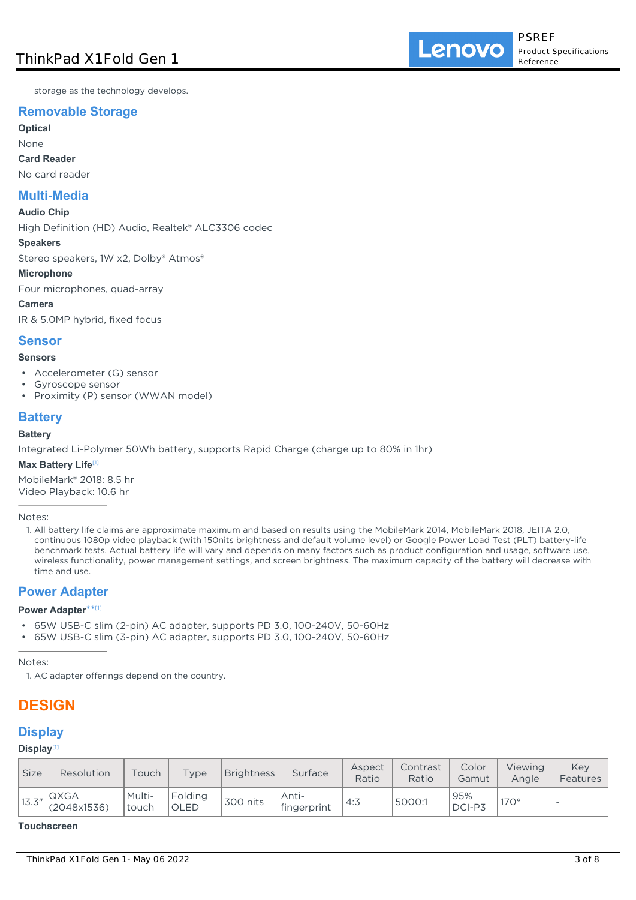storage as the technology develops.

## Removable Storage

**Optical**

None

**Card Reader**

No card reader

## Multi-Media

**Audio Chip**

High Definition (HD) Audio, Realtek® ALC3306 codec

**Speakers**

Stereo speakers, 1W x2, Dolby® Atmos®

**Microphone**

Four microphones, quad-array

**Camera**

IR & 5.0MP hybrid, fixed focus

## Sensor

**Sensors**

- Accelerometer (G) sensor
- Gyroscope sensor
- Proximity (P) sensor (WWAN model)

## Battery

**Battery**

Integrated Li-Polymer 50Wh battery, supports Rapid Charge (charge up to 80% in 1hr)

**Max Battery Life**[1]

MobileMark® 2018: 8.5 hr
Video Playback: 10.6 hr

Notes:

1. All battery life claims are approximate maximum and based on results using the MobileMark 2014, MobileMark 2018, JEITA 2.0, continuous 1080p video playback (with 150nits brightness and default volume level) or Google Power Load Test (PLT) battery-life benchmark tests. Actual battery life will vary and depends on many factors such as product configuration and usage, software use, wireless functionality, power management settings, and screen brightness. The maximum capacity of the battery will decrease with time and use.

## Power Adapter

**Power Adapter**** [1]

- 65W USB-C slim (2-pin) AC adapter, supports PD 3.0, 100-240V, 50-60Hz
- 65W USB-C slim (3-pin) AC adapter, supports PD 3.0, 100-240V, 50-60Hz

Notes:

1. AC adapter offerings depend on the country.

# DESIGN

## Display

**Display**[1]

| Size | Resolution | Touch | Type | Brightness | Surface | Aspect Ratio | Contrast Ratio | Color Gamut | Viewing Angle | Key Features |
|---|---|---|---|---|---|---|---|---|---|---|
| 13.3" | QXGA (2048x1536) | Multi-touch | Folding OLED | 300 nits | Anti-fingerprint | 4:3 | 5000:1 | 95% DCI-P3 | 170° | - |

**Touchscreen**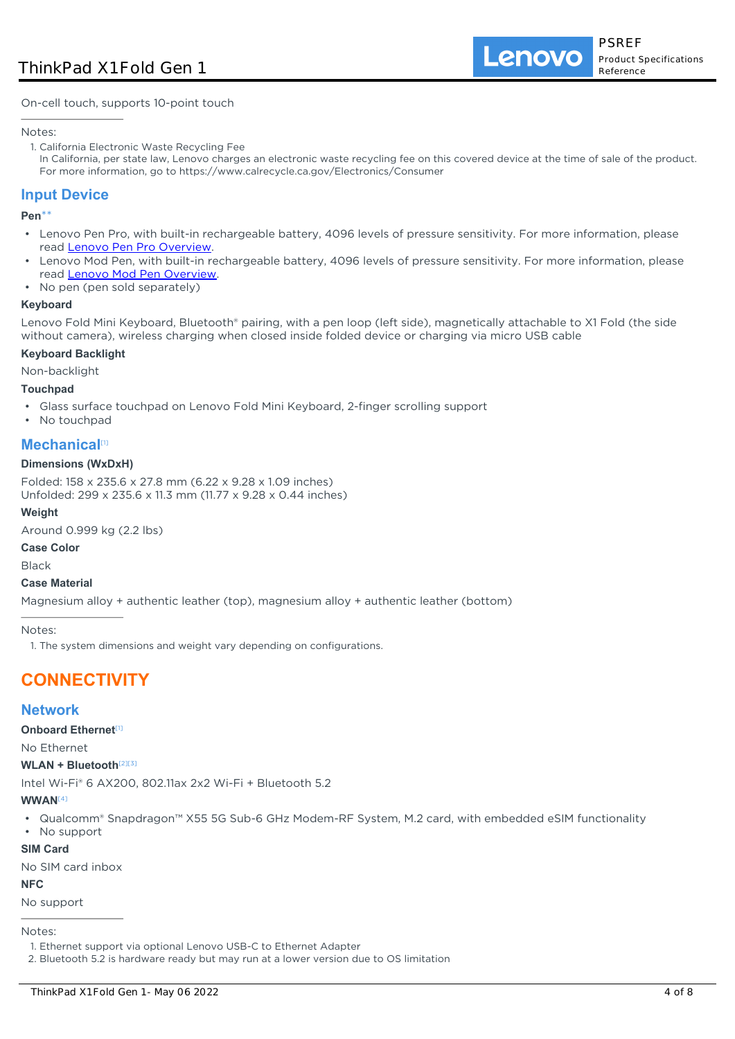On-cell touch, supports 10-point touch

---

Notes:

1. California Electronic Waste Recycling Fee
   In California, per state law, Lenovo charges an electronic waste recycling fee on this covered device at the time of sale of the product. For more information, go to https://www.calrecycle.ca.gov/Electronics/Consumer

## Input Device

**Pen****

- Lenovo Pen Pro, with built-in rechargeable battery, 4096 levels of pressure sensitivity. For more information, please read Lenovo Pen Pro Overview.
- Lenovo Mod Pen, with built-in rechargeable battery, 4096 levels of pressure sensitivity. For more information, please read Lenovo Mod Pen Overview.
- No pen (pen sold separately)

**Keyboard**

Lenovo Fold Mini Keyboard, Bluetooth® pairing, with a pen loop (left side), magnetically attachable to X1 Fold (the side without camera), wireless charging when closed inside folded device or charging via micro USB cable

**Keyboard Backlight**

Non-backlight

**Touchpad**

- Glass surface touchpad on Lenovo Fold Mini Keyboard, 2-finger scrolling support
- No touchpad

## Mechanical[1]

**Dimensions (WxDxH)**

Folded: 158 x 235.6 x 27.8 mm (6.22 x 9.28 x 1.09 inches)
Unfolded: 299 x 235.6 x 11.3 mm (11.77 x 9.28 x 0.44 inches)

**Weight**

Around 0.999 kg (2.2 lbs)

**Case Color**

Black

**Case Material**

Magnesium alloy + authentic leather (top), magnesium alloy + authentic leather (bottom)

---

Notes:

1. The system dimensions and weight vary depending on configurations.

# CONNECTIVITY

## Network

**Onboard Ethernet**[1]

No Ethernet

**WLAN + Bluetooth**[2][3]

Intel Wi-Fi® 6 AX200, 802.11ax 2x2 Wi-Fi + Bluetooth 5.2

**WWAN**[4]

- Qualcomm® Snapdragon™ X55 5G Sub-6 GHz Modem-RF System, M.2 card, with embedded eSIM functionality
- No support

**SIM Card**

No SIM card inbox

**NFC**

No support

---

Notes:

1. Ethernet support via optional Lenovo USB-C to Ethernet Adapter
2. Bluetooth 5.2 is hardware ready but may run at a lower version due to OS limitation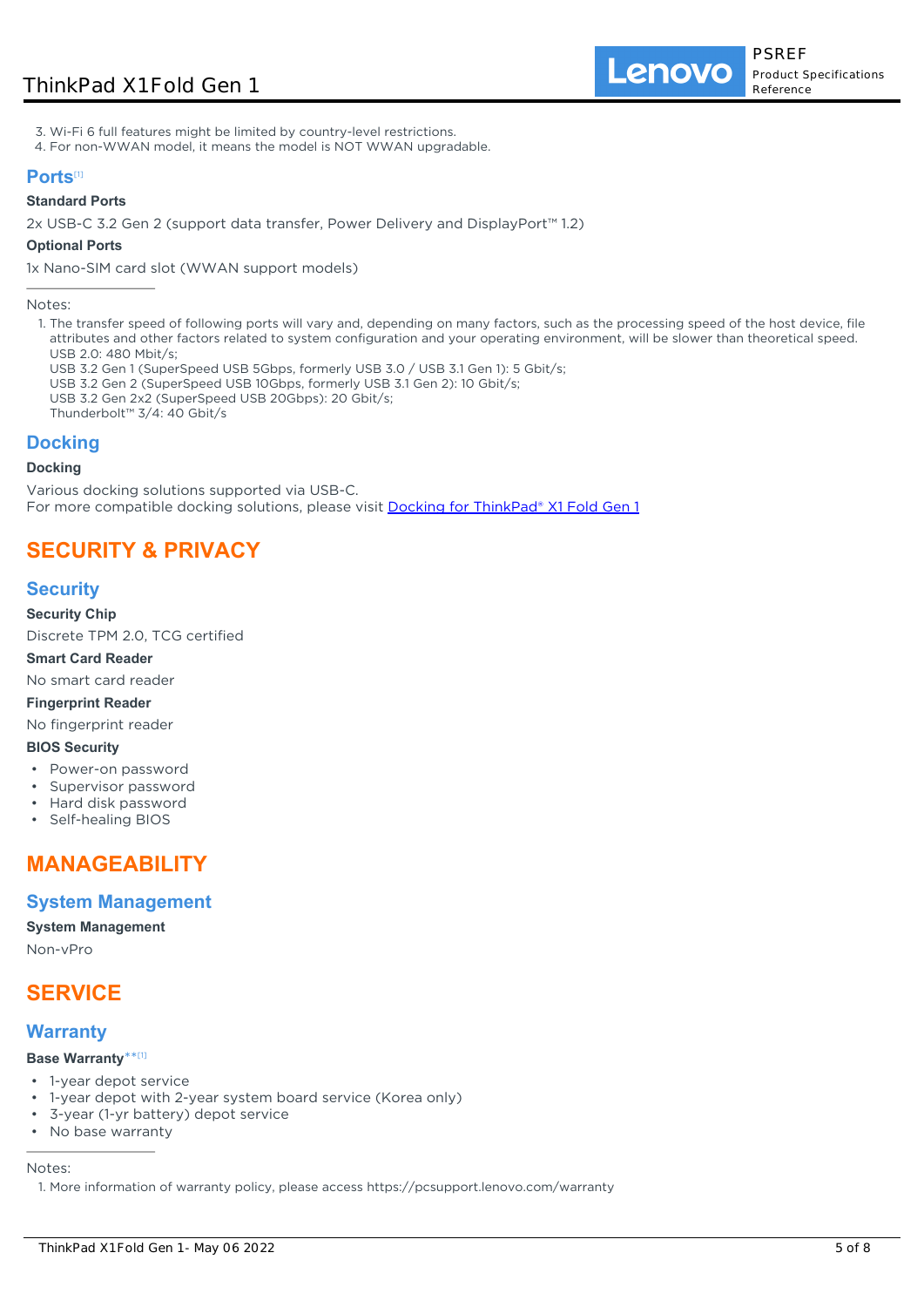3. Wi-Fi 6 full features might be limited by country-level restrictions.
4. For non-WWAN model, it means the model is NOT WWAN upgradable.

## Ports[1]

**Standard Ports**

2x USB-C 3.2 Gen 2 (support data transfer, Power Delivery and DisplayPort™ 1.2)

**Optional Ports**

1x Nano-SIM card slot (WWAN support models)

---

Notes:

1. The transfer speed of following ports will vary and, depending on many factors, such as the processing speed of the host device, file attributes and other factors related to system configuration and your operating environment, will be slower than theoretical speed.
   USB 2.0: 480 Mbit/s;
   USB 3.2 Gen 1 (SuperSpeed USB 5Gbps, formerly USB 3.0 / USB 3.1 Gen 1): 5 Gbit/s;
   USB 3.2 Gen 2 (SuperSpeed USB 10Gbps, formerly USB 3.1 Gen 2): 10 Gbit/s;
   USB 3.2 Gen 2x2 (SuperSpeed USB 20Gbps): 20 Gbit/s;
   Thunderbolt™ 3/4: 40 Gbit/s

## Docking

**Docking**

Various docking solutions supported via USB-C.
For more compatible docking solutions, please visit Docking for ThinkPad® X1 Fold Gen 1

# SECURITY & PRIVACY

## Security

**Security Chip**

Discrete TPM 2.0, TCG certified

**Smart Card Reader**

No smart card reader

**Fingerprint Reader**

No fingerprint reader

**BIOS Security**

- Power-on password
- Supervisor password
- Hard disk password
- Self-healing BIOS

# MANAGEABILITY

## System Management

**System Management**

Non-vPro

# SERVICE

## Warranty

**Base Warranty**[**][1]

- 1-year depot service
- 1-year depot with 2-year system board service (Korea only)
- 3-year (1-yr battery) depot service
- No base warranty

---

Notes:

1. More information of warranty policy, please access https://pcsupport.lenovo.com/warranty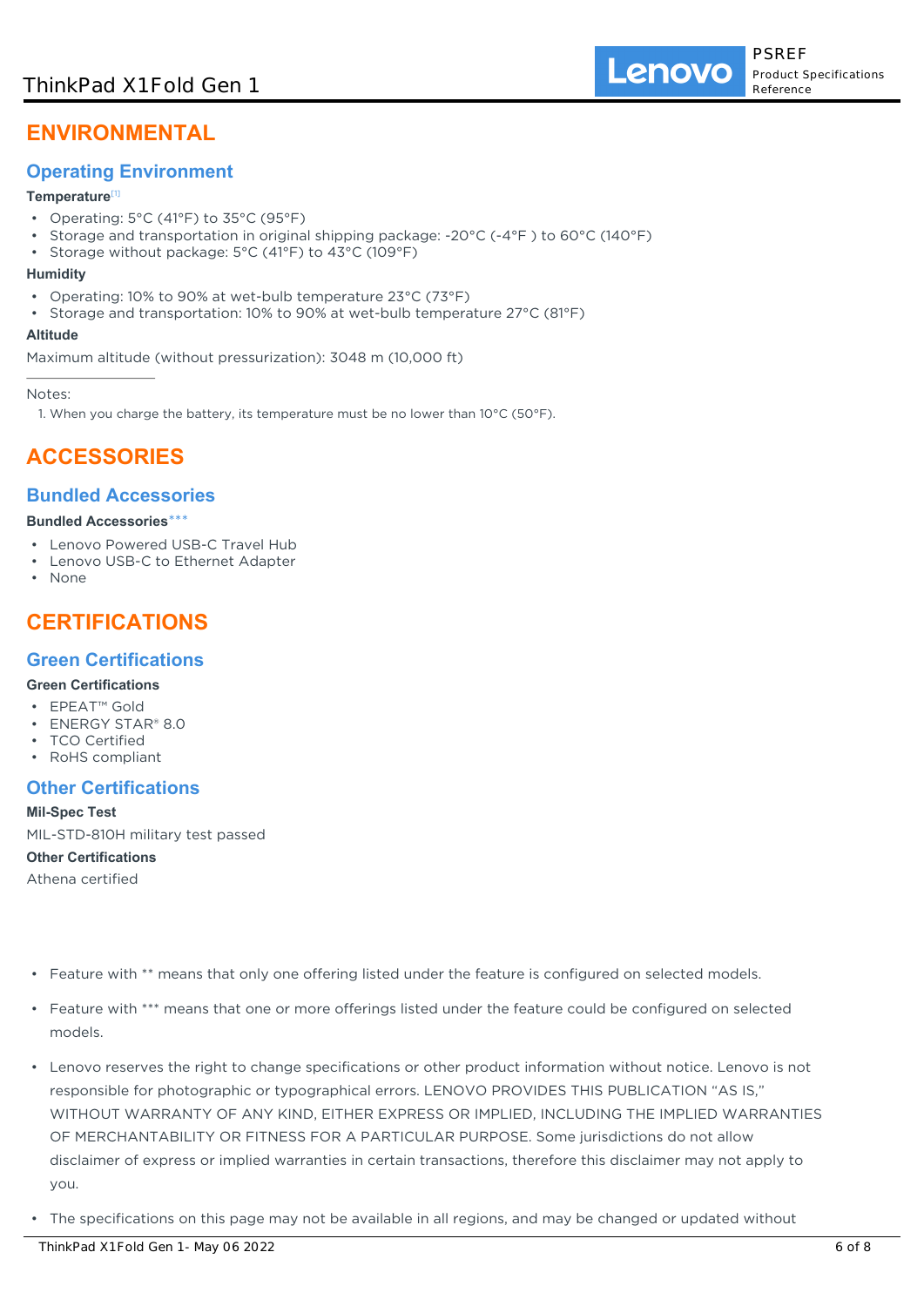# ENVIRONMENTAL

## Operating Environment

**Temperature**[1]

- Operating: 5°C (41°F) to 35°C (95°F)
- Storage and transportation in original shipping package: -20°C (-4°F ) to 60°C (140°F)
- Storage without package: 5°C (41°F) to 43°C (109°F)

**Humidity**

- Operating: 10% to 90% at wet-bulb temperature 23°C (73°F)
- Storage and transportation: 10% to 90% at wet-bulb temperature 27°C (81°F)

**Altitude**

Maximum altitude (without pressurization): 3048 m (10,000 ft)

---

Notes:

1. When you charge the battery, its temperature must be no lower than 10°C (50°F).

# ACCESSORIES

## Bundled Accessories

**Bundled Accessories*****

- Lenovo Powered USB-C Travel Hub
- Lenovo USB-C to Ethernet Adapter
- None

# CERTIFICATIONS

## Green Certifications

**Green Certifications**

- EPEAT™ Gold
- ENERGY STAR® 8.0
- TCO Certified
- RoHS compliant

## Other Certifications

**Mil-Spec Test**

MIL-STD-810H military test passed

**Other Certifications**

Athena certified

- Feature with ** means that only one offering listed under the feature is configured on selected models.
- Feature with *** means that one or more offerings listed under the feature could be configured on selected models.
- Lenovo reserves the right to change specifications or other product information without notice. Lenovo is not responsible for photographic or typographical errors. LENOVO PROVIDES THIS PUBLICATION "AS IS," WITHOUT WARRANTY OF ANY KIND, EITHER EXPRESS OR IMPLIED, INCLUDING THE IMPLIED WARRANTIES OF MERCHANTABILITY OR FITNESS FOR A PARTICULAR PURPOSE. Some jurisdictions do not allow disclaimer of express or implied warranties in certain transactions, therefore this disclaimer may not apply to you.
- The specifications on this page may not be available in all regions, and may be changed or updated without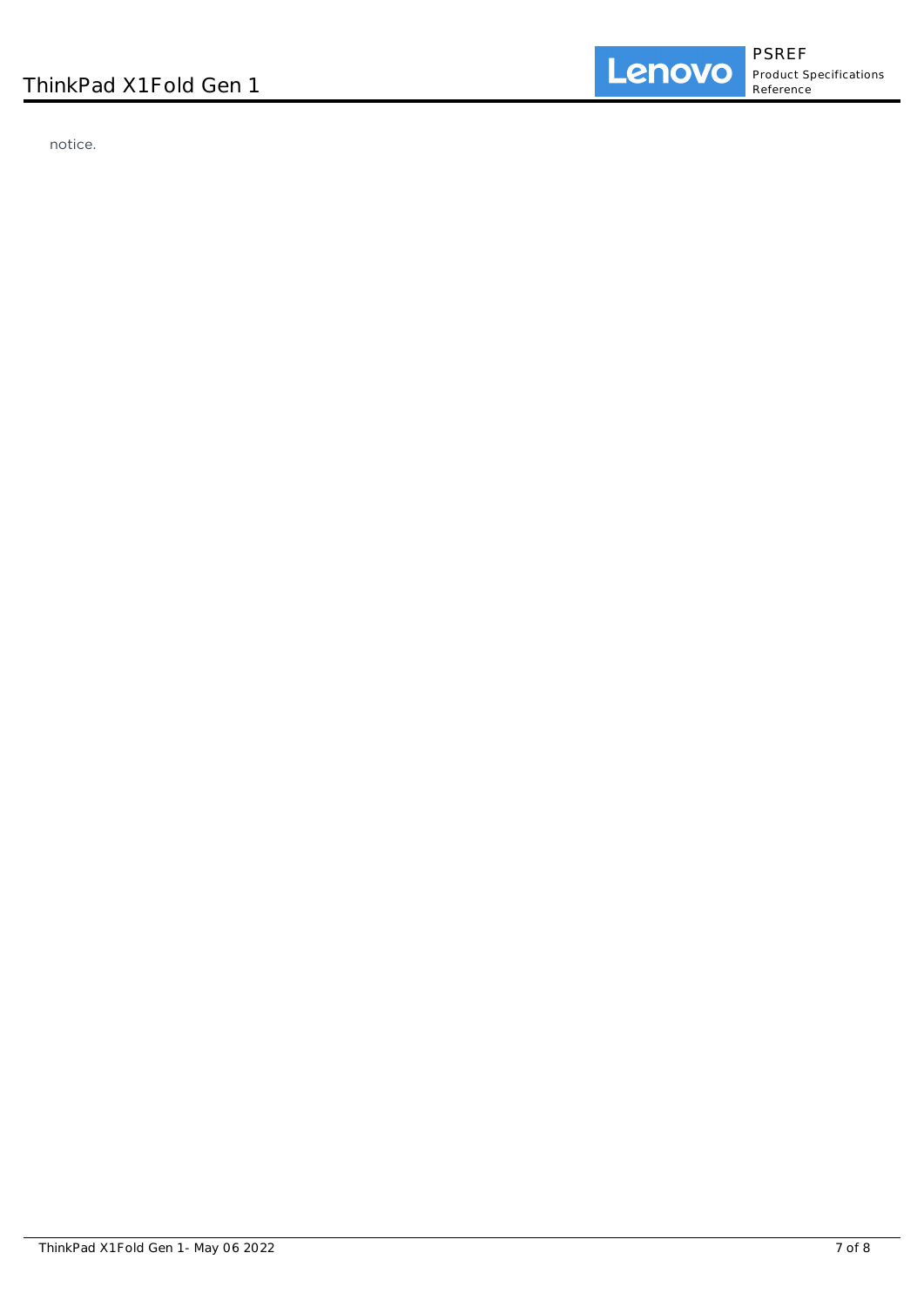notice.